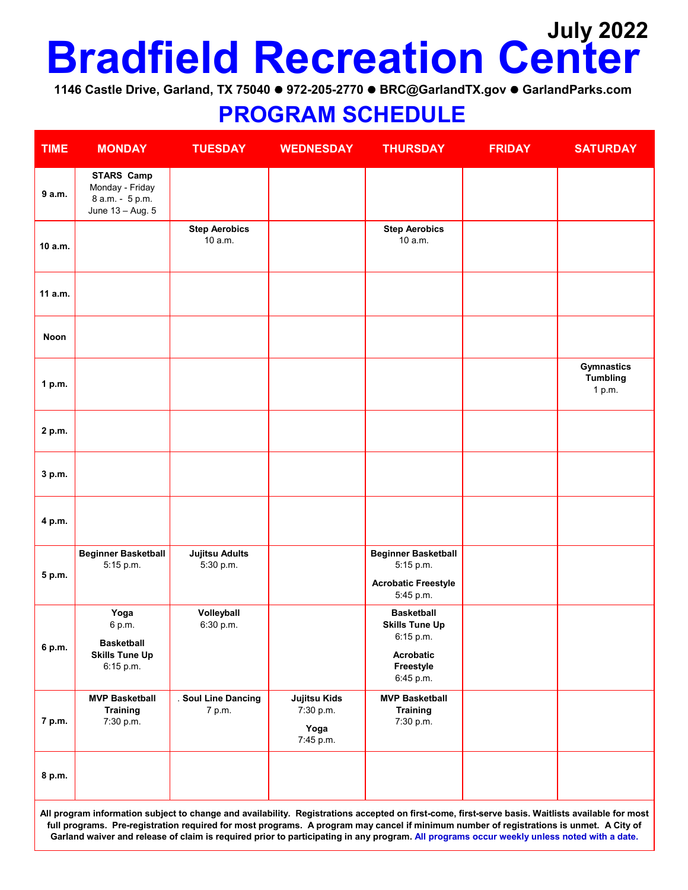**July 2022**

# Bradfield Recreation Center

**1146 Castle Drive, Garland, TX 75040 ● 972-205-2770 ● BRC@GarlandTX.gov ● GarlandParks.com**

## PROGRAM SCHEDULE

| TIME | MONDAY | TUESDAY | WEDNESDAY | THURSDAY | FRIDAY | SATURDAY |
|---|---|---|---|---|---|---|
| 9 a.m. | **STARS Camp** Monday - Friday 8 a.m. - 5 p.m. June 13 – Aug. 5 | | | | | |
| 10 a.m. | | **Step Aerobics** 10 a.m. | | **Step Aerobics** 10 a.m. | | |
| 11 a.m. | | | | | | |
| Noon | | | | | | |
| 1 p.m. | | | | | | **Gymnastics Tumbling** 1 p.m. |
| 2 p.m. | | | | | | |
| 3 p.m. | | | | | | |
| 4 p.m. | | | | | | |
| 5 p.m. | **Beginner Basketball** 5:15 p.m. | **Jujitsu Adults** 5:30 p.m. | | **Beginner Basketball** 5:15 p.m. **Acrobatic Freestyle** 5:45 p.m. | | |
| 6 p.m. | **Yoga** 6 p.m. **Basketball Skills Tune Up** 6:15 p.m. | **Volleyball** 6:30 p.m. | | **Basketball Skills Tune Up** 6:15 p.m. **Acrobatic Freestyle** 6:45 p.m. | | |
| 7 p.m. | **MVP Basketball Training** 7:30 p.m. | . **Soul Line Dancing** 7 p.m. | **Jujitsu Kids** 7:30 p.m. **Yoga** 7:45 p.m. | **MVP Basketball Training** 7:30 p.m. | | |
| 8 p.m. | | | | | | |

**All program information subject to change and availability. Registrations accepted on first-come, first-serve basis. Waitlists available for most full programs. Pre-registration required for most programs. A program may cancel if minimum number of registrations is unmet. A City of Garland waiver and release of claim is required prior to participating in any program. All programs occur weekly unless noted with a date.**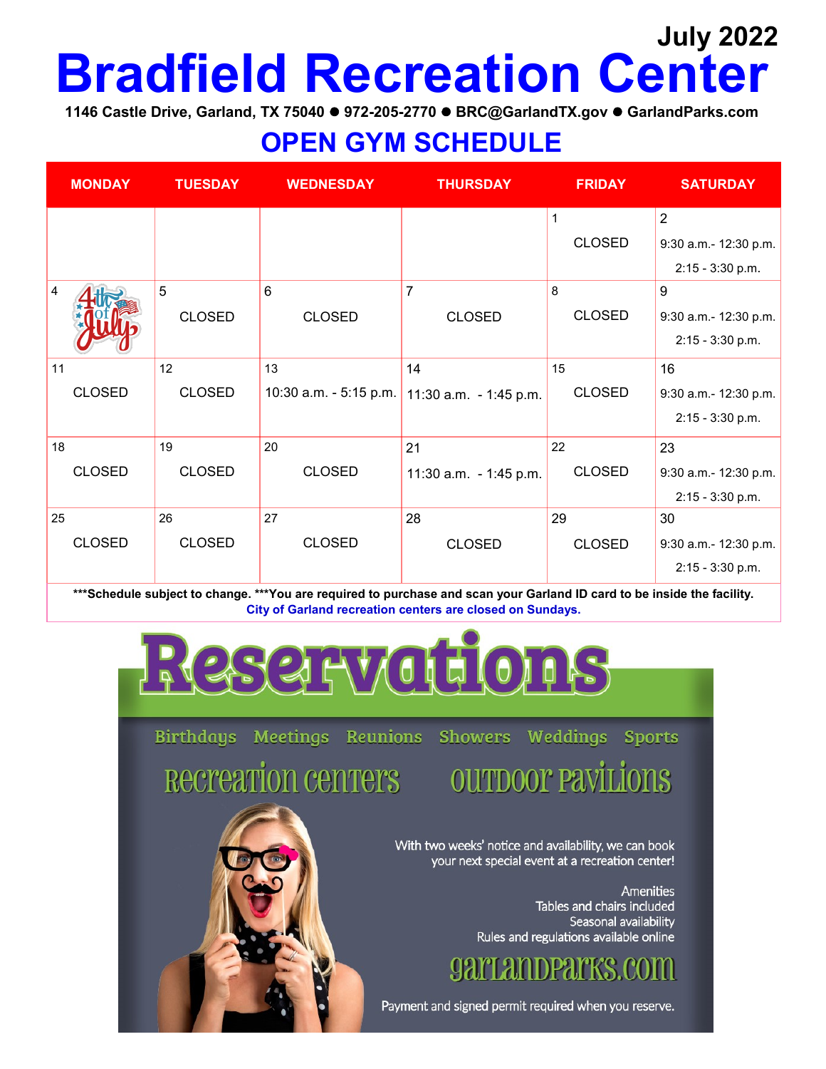July 2022

# Bradfield Recreation Center

**1146 Castle Drive, Garland, TX 75040 ● 972-205-2770 ● BRC@GarlandTX.gov ● GarlandParks.com**

## OPEN GYM SCHEDULE

| MONDAY | TUESDAY | WEDNESDAY | THURSDAY | FRIDAY | SATURDAY |
|---|---|---|---|---|---|
| | | | | 1 CLOSED | 2 9:30 a.m.- 12:30 p.m. 2:15 - 3:30 p.m. |
| 4 4th of July | 5 CLOSED | 6 CLOSED | 7 CLOSED | 8 CLOSED | 9 9:30 a.m.- 12:30 p.m. 2:15 - 3:30 p.m. |
| 11 CLOSED | 12 CLOSED | 13 10:30 a.m. - 5:15 p.m. | 14 11:30 a.m. - 1:45 p.m. | 15 CLOSED | 16 9:30 a.m.- 12:30 p.m. 2:15 - 3:30 p.m. |
| 18 CLOSED | 19 CLOSED | 20 CLOSED | 21 11:30 a.m. - 1:45 p.m. | 22 CLOSED | 23 9:30 a.m.- 12:30 p.m. 2:15 - 3:30 p.m. |
| 25 CLOSED | 26 CLOSED | 27 CLOSED | 28 CLOSED | 29 CLOSED | 30 9:30 a.m.- 12:30 p.m. 2:15 - 3:30 p.m. |

**\*\*\*Schedule subject to change. \*\*\*You are required to purchase and scan your Garland ID card to be inside the facility.**

**City of Garland recreation centers are closed on Sundays.**

# Reservations

Birthdays Meetings Reunions Showers Weddings Sports

Recreation Centers Outdoor Pavilions

With two weeks' notice and availability, we can book your next special event at a recreation center!

Amenities
Tables and chairs included
Seasonal availability
Rules and regulations available online

garlandparks.com

Payment and signed permit required when you reserve.